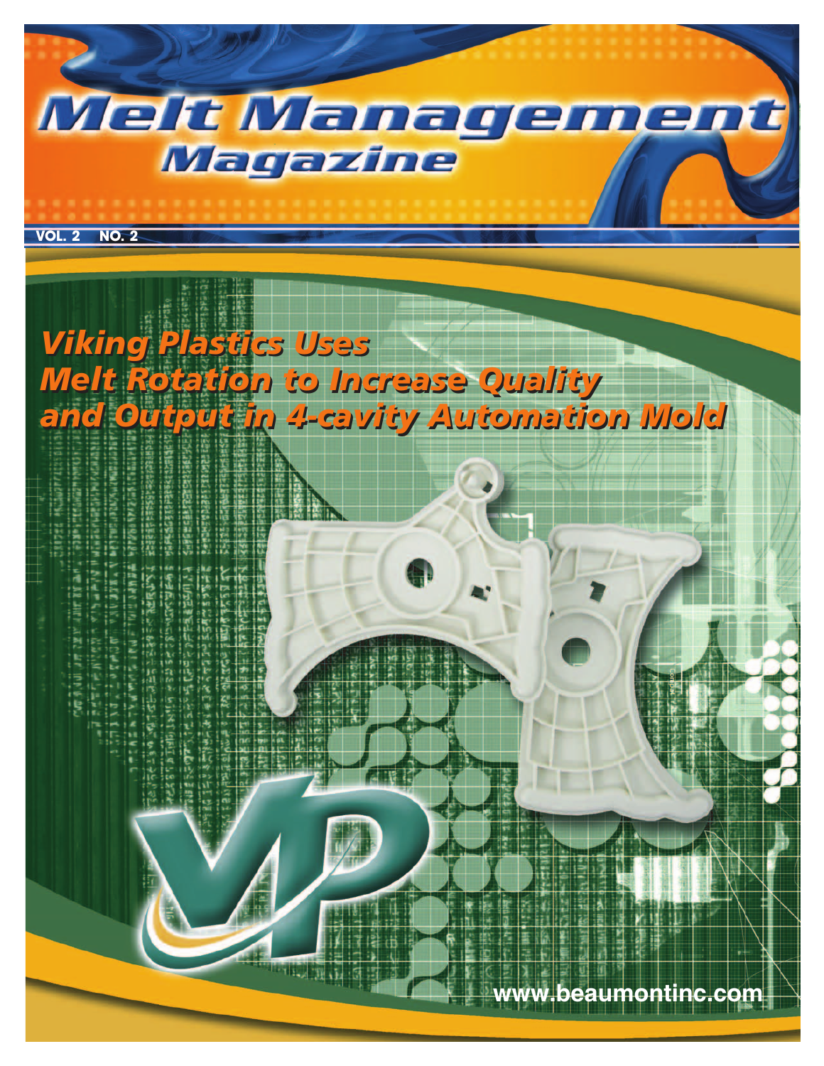# Melt Management Magazine

VOL. 2 NO. 2

## Viking Plastics Uses Melt Rotation to Increase Quality and Output in 4-cavity Automation Mold

www.beaumontinc.com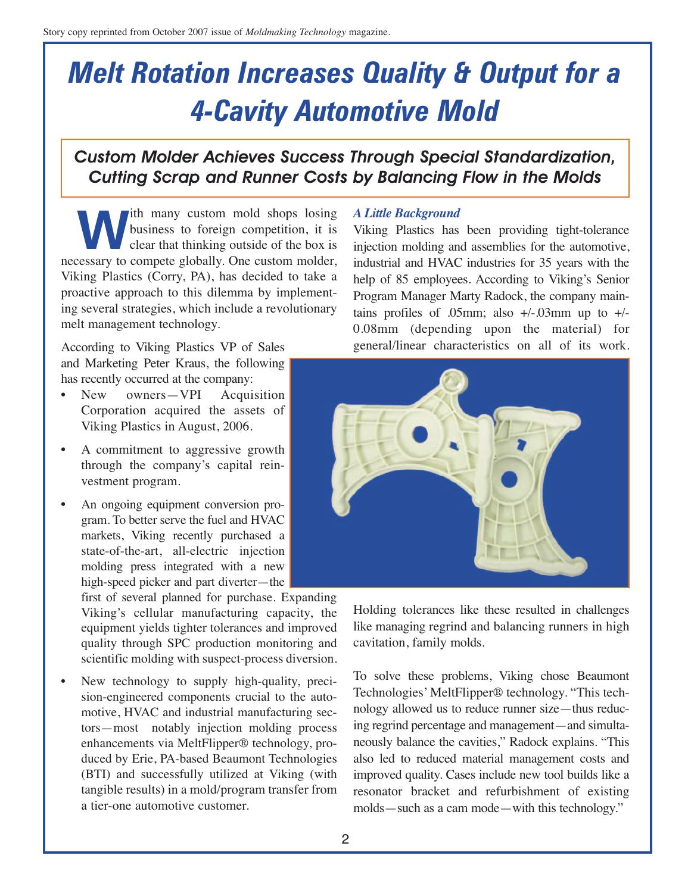Story copy reprinted from October 2007 issue of *Moldmaking Technology* magazine.

# Melt Rotation Increases Quality & Output for a 4-Cavity Automotive Mold

## Custom Molder Achieves Success Through Special Standardization, Cutting Scrap and Runner Costs by Balancing Flow in the Molds

With many custom mold shops losing business to foreign competition, it is clear that thinking outside of the box is necessary to compete globally. One custom molder, Viking Plastics (Corry, PA), has decided to take a proactive approach to this dilemma by implementing several strategies, which include a revolutionary melt management technology.

According to Viking Plastics VP of Sales and Marketing Peter Kraus, the following has recently occurred at the company:

- New owners—VPI Acquisition Corporation acquired the assets of Viking Plastics in August, 2006.
- A commitment to aggressive growth through the company's capital reinvestment program.
- An ongoing equipment conversion program. To better serve the fuel and HVAC markets, Viking recently purchased a state-of-the-art, all-electric injection molding press integrated with a new high-speed picker and part diverter—the first of several planned for purchase. Expanding Viking's cellular manufacturing capacity, the equipment yields tighter tolerances and improved quality through SPC production monitoring and scientific molding with suspect-process diversion.
- New technology to supply high-quality, precision-engineered components crucial to the automotive, HVAC and industrial manufacturing sectors—most notably injection molding process enhancements via MeltFlipper® technology, produced by Erie, PA-based Beaumont Technologies (BTI) and successfully utilized at Viking (with tangible results) in a mold/program transfer from a tier-one automotive customer.

### *A Little Background*

Viking Plastics has been providing tight-tolerance injection molding and assemblies for the automotive, industrial and HVAC industries for 35 years with the help of 85 employees. According to Viking's Senior Program Manager Marty Radock, the company maintains profiles of .05mm; also +/-.03mm up to +/-0.08mm (depending upon the material) for general/linear characteristics on all of its work. Holding tolerances like these resulted in challenges like managing regrind and balancing runners in high cavitation, family molds.

To solve these problems, Viking chose Beaumont Technologies' MeltFlipper® technology. "This technology allowed us to reduce runner size—thus reducing regrind percentage and management—and simultaneously balance the cavities," Radock explains. "This also led to reduced material management costs and improved quality. Cases include new tool builds like a resonator bracket and refurbishment of existing molds—such as a cam mode—with this technology."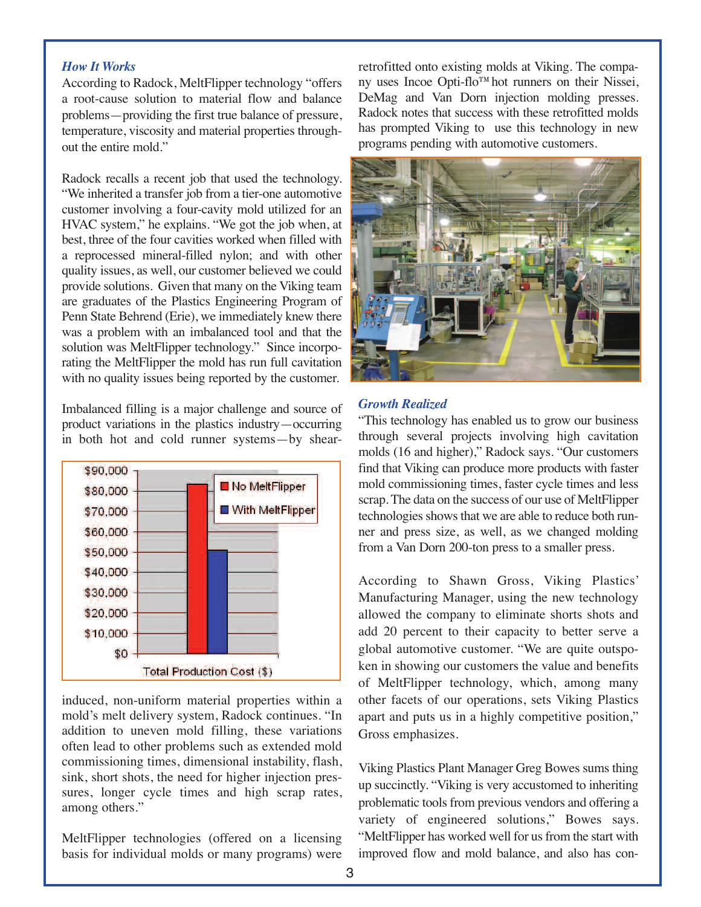### *How It Works*

According to Radock, MeltFlipper technology "offers a root-cause solution to material flow and balance problems—providing the first true balance of pressure, temperature, viscosity and material properties throughout the entire mold."

Radock recalls a recent job that used the technology. "We inherited a transfer job from a tier-one automotive customer involving a four-cavity mold utilized for an HVAC system," he explains. "We got the job when, at best, three of the four cavities worked when filled with a reprocessed mineral-filled nylon; and with other quality issues, as well, our customer believed we could provide solutions. Given that many on the Viking team are graduates of the Plastics Engineering Program of Penn State Behrend (Erie), we immediately knew there was a problem with an imbalanced tool and that the solution was MeltFlipper technology." Since incorporating the MeltFlipper the mold has run full cavitation with no quality issues being reported by the customer.

Imbalanced filling is a major challenge and source of product variations in the plastics industry—occurring in both hot and cold runner systems—by shear-induced, non-uniform material properties within a mold's melt delivery system, Radock continues. "In addition to uneven mold filling, these variations often lead to other problems such as extended mold commissioning times, dimensional instability, flash, sink, short shots, the need for higher injection pressures, longer cycle times and high scrap rates, among others."

$90,000
$80,000
$70,000
$60,000
$50,000
$40,000
$30,000
$20,000
$10,000
$0
No MeltFlipper
With MeltFlipper
Total Production Cost ($)

MeltFlipper technologies (offered on a licensing basis for individual molds or many programs) were retrofitted onto existing molds at Viking. The company uses Incoe Opti-flo™ hot runners on their Nissei, DeMag and Van Dorn injection molding presses. Radock notes that success with these retrofitted molds has prompted Viking to use this technology in new programs pending with automotive customers.

### *Growth Realized*

"This technology has enabled us to grow our business through several projects involving high cavitation molds (16 and higher)," Radock says. "Our customers find that Viking can produce more products with faster mold commissioning times, faster cycle times and less scrap. The data on the success of our use of MeltFlipper technologies shows that we are able to reduce both runner and press size, as well, as we changed molding from a Van Dorn 200-ton press to a smaller press.

According to Shawn Gross, Viking Plastics' Manufacturing Manager, using the new technology allowed the company to eliminate shorts shots and add 20 percent to their capacity to better serve a global automotive customer. "We are quite outspoken in showing our customers the value and benefits of MeltFlipper technology, which, among many other facets of our operations, sets Viking Plastics apart and puts us in a highly competitive position," Gross emphasizes.

Viking Plastics Plant Manager Greg Bowes sums thing up succinctly. "Viking is very accustomed to inheriting problematic tools from previous vendors and offering a variety of engineered solutions," Bowes says. "MeltFlipper has worked well for us from the start with improved flow and mold balance, and also has con-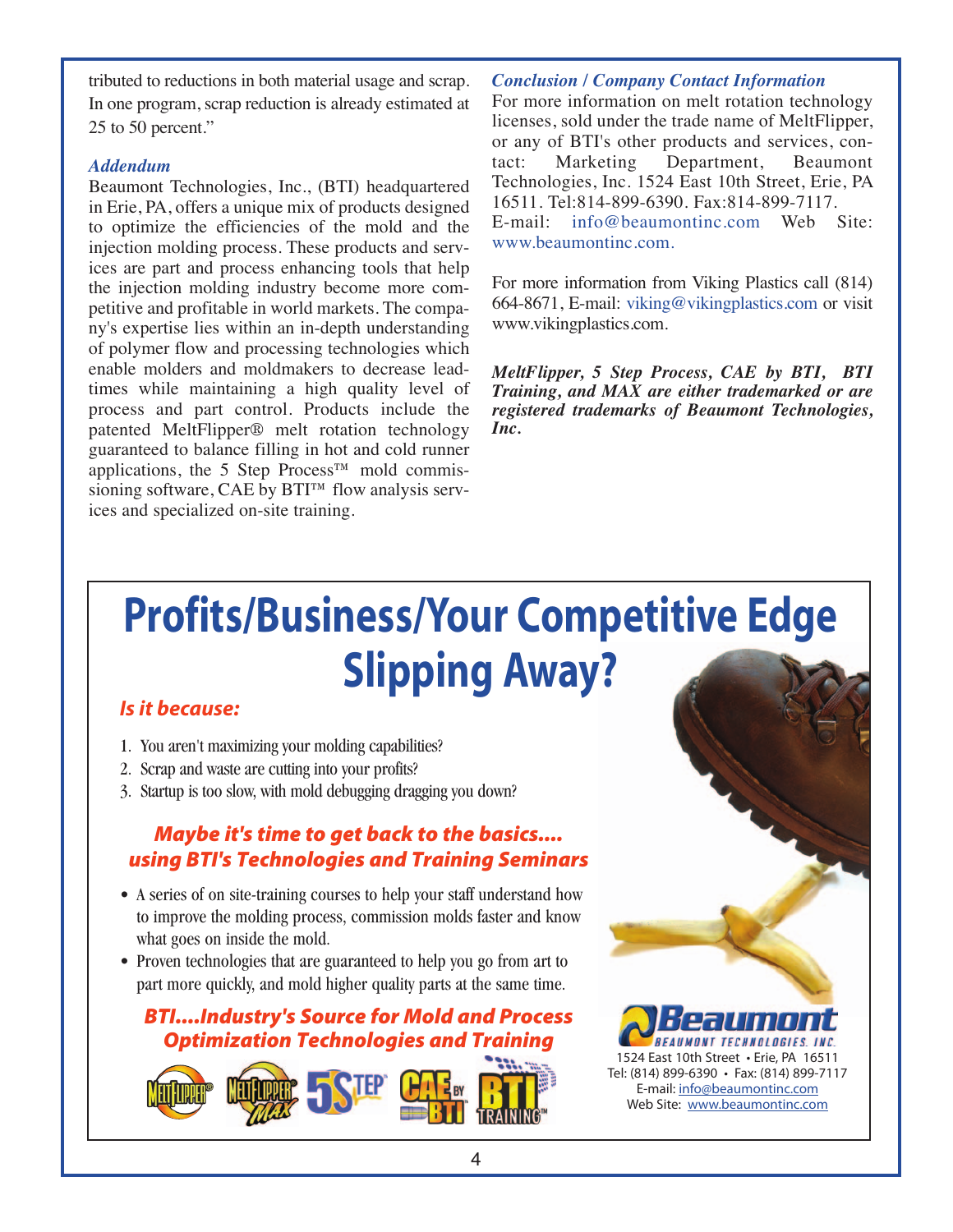tributed to reductions in both material usage and scrap. In one program, scrap reduction is already estimated at 25 to 50 percent."

### *Addendum*

Beaumont Technologies, Inc., (BTI) headquartered in Erie, PA, offers a unique mix of products designed to optimize the efficiencies of the mold and the injection molding process. These products and services are part and process enhancing tools that help the injection molding industry become more competitive and profitable in world markets. The company's expertise lies within an in-depth understanding of polymer flow and processing technologies which enable molders and moldmakers to decrease leadtimes while maintaining a high quality level of process and part control. Products include the patented MeltFlipper® melt rotation technology guaranteed to balance filling in hot and cold runner applications, the 5 Step Process™ mold commissioning software, CAE by BTI™ flow analysis services and specialized on-site training.

### *Conclusion / Company Contact Information*

For more information on melt rotation technology licenses, sold under the trade name of MeltFlipper, or any of BTI's other products and services, contact: Marketing Department, Beaumont Technologies, Inc. 1524 East 10th Street, Erie, PA 16511. Tel:814-899-6390. Fax:814-899-7117. E-mail: info@beaumontinc.com Web Site: www.beaumontinc.com.

For more information from Viking Plastics call (814) 664-8671, E-mail: viking@vikingplastics.com or visit www.vikingplastics.com.

***MeltFlipper, 5 Step Process, CAE by BTI, BTI Training, and MAX are either trademarked or are registered trademarks of Beaumont Technologies, Inc.***

# Profits/Business/Your Competitive Edge Slipping Away?

***Is it because:***

1. You aren't maximizing your molding capabilities?
2. Scrap and waste are cutting into your profits?
3. Startup is too slow, with mold debugging dragging you down?

***Maybe it's time to get back to the basics.... using BTI's Technologies and Training Seminars***

- A series of on site-training courses to help your staff understand how to improve the molding process, commission molds faster and know what goes on inside the mold.
- Proven technologies that are guaranteed to help you go from art to part more quickly, and mold higher quality parts at the same time.

***BTI....Industry's Source for Mold and Process Optimization Technologies and Training***

Beaumont
BEAUMONT TECHNOLOGIES, INC.
1524 East 10th Street • Erie, PA 16511
Tel: (814) 899-6390 • Fax: (814) 899-7117
E-mail: info@beaumontinc.com
Web Site: www.beaumontinc.com